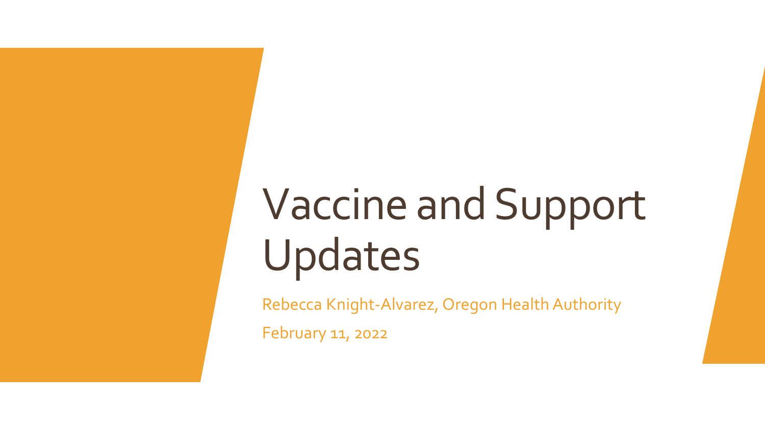# Vaccine and Support Updates

Rebecca Knight-Alvarez, Oregon Health Authority

February 11, 2022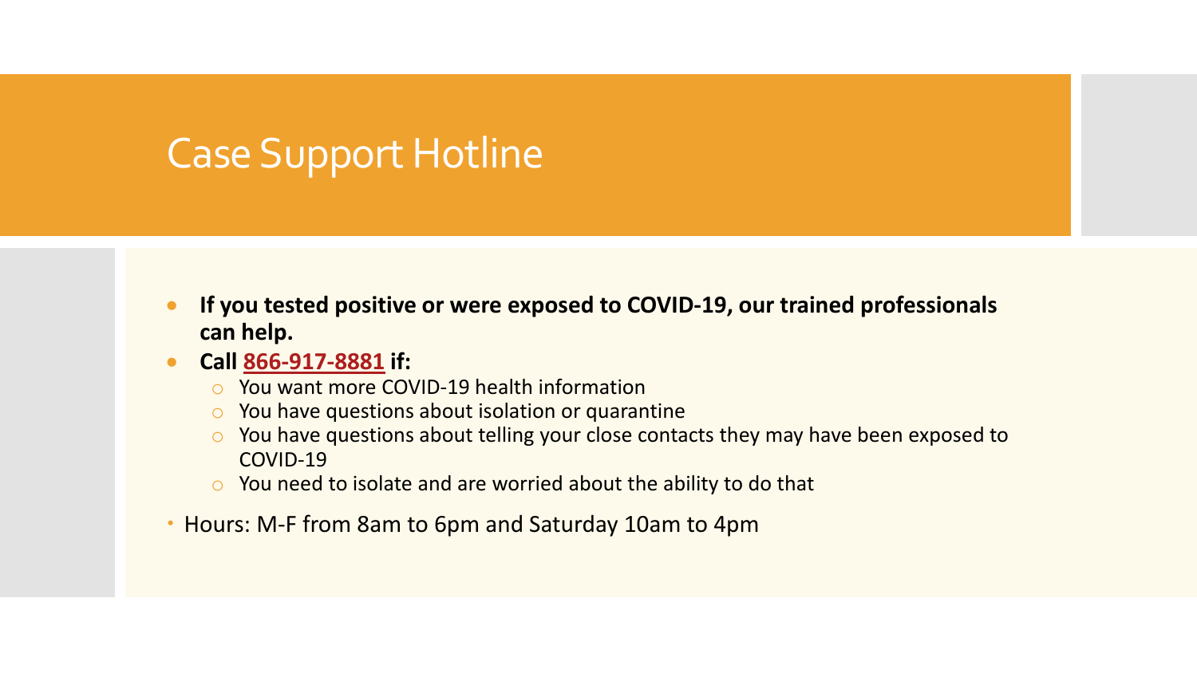# Case Support Hotline

- **If you tested positive or were exposed to COVID-19, our trained professionals can help.**
- **Call 866-917-8881 if:**
  - You want more COVID-19 health information
  - You have questions about isolation or quarantine
  - You have questions about telling your close contacts they may have been exposed to COVID-19
  - You need to isolate and are worried about the ability to do that
- Hours: M-F from 8am to 6pm and Saturday 10am to 4pm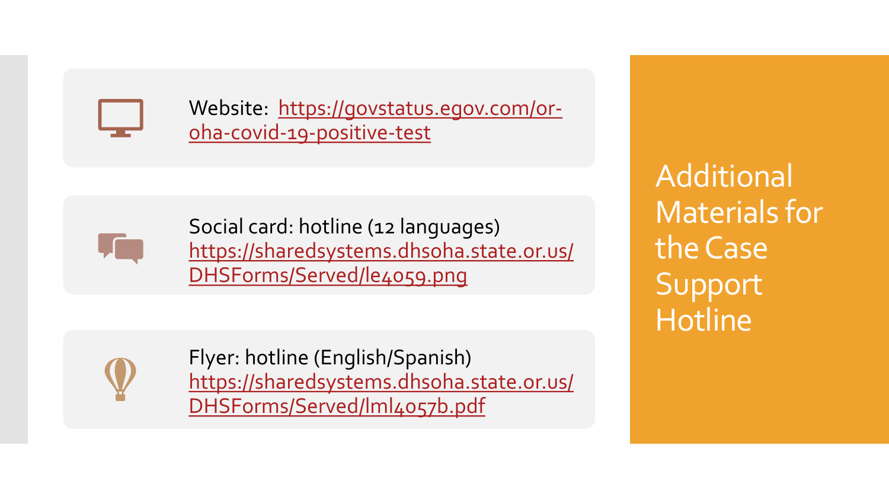# Additional Materials for the Case Support Hotline

- Website: https://govstatus.egov.com/or-oha-covid-19-positive-test

- Social card: hotline (12 languages) https://sharedsystems.dhsoha.state.or.us/DHSForms/Served/le4059.png

- Flyer: hotline (English/Spanish) https://sharedsystems.dhsoha.state.or.us/DHSForms/Served/lml4057b.pdf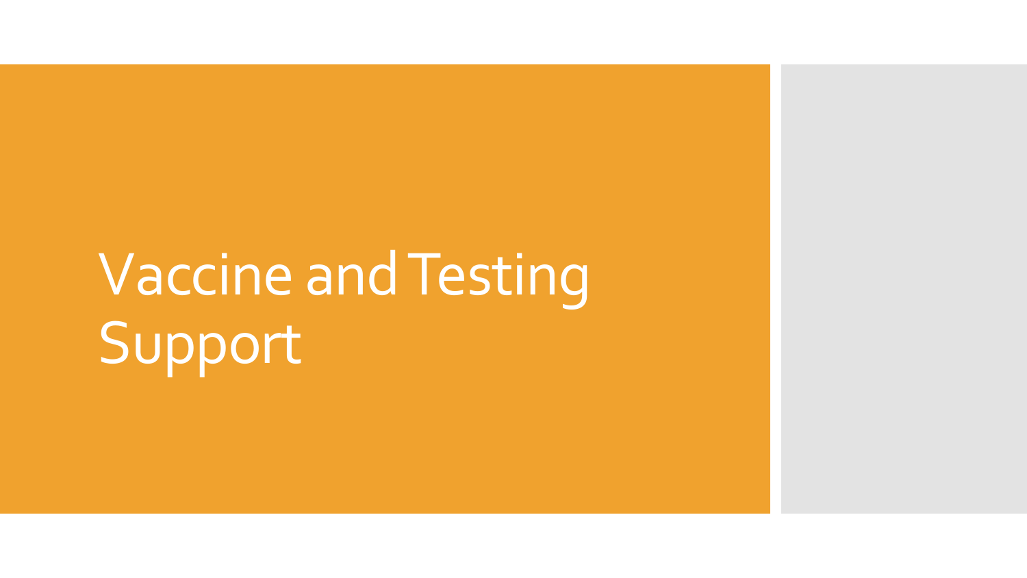# Vaccine and Testing Support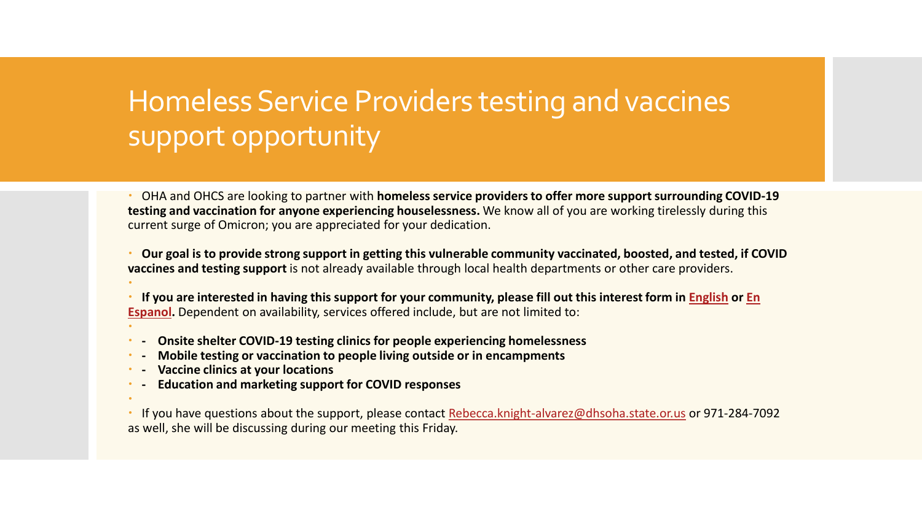# Homeless Service Providers testing and vaccines support opportunity

- OHA and OHCS are looking to partner with **homeless service providers to offer more support surrounding COVID-19 testing and vaccination for anyone experiencing houselessness.** We know all of you are working tirelessly during this current surge of Omicron; you are appreciated for your dedication.
- **Our goal is to provide strong support in getting this vulnerable community vaccinated, boosted, and tested, if COVID vaccines and testing support** is not already available through local health departments or other care providers.
- **If you are interested in having this support for your community, please fill out this interest form in English or En Espanol.** Dependent on availability, services offered include, but are not limited to:
- **- Onsite shelter COVID-19 testing clinics for people experiencing homelessness**
- **- Mobile testing or vaccination to people living outside or in encampments**
- **- Vaccine clinics at your locations**
- **- Education and marketing support for COVID responses**
- If you have questions about the support, please contact Rebecca.knight-alvarez@dhsoha.state.or.us or 971-284-7092 as well, she will be discussing during our meeting this Friday.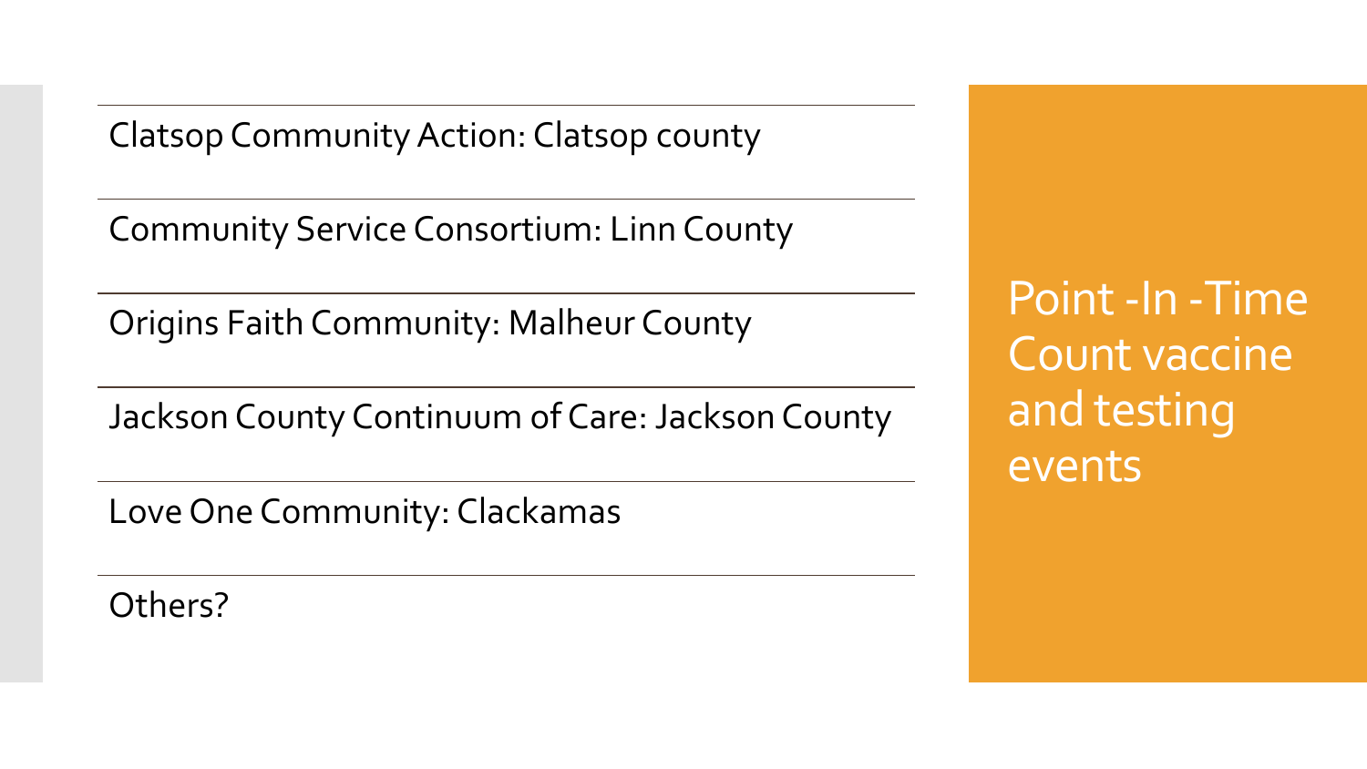## Point -In -Time Count vaccine and testing events

- Clatsop Community Action: Clatsop county
- Community Service Consortium: Linn County
- Origins Faith Community: Malheur County
- Jackson County Continuum of Care: Jackson County
- Love One Community: Clackamas
- Others?